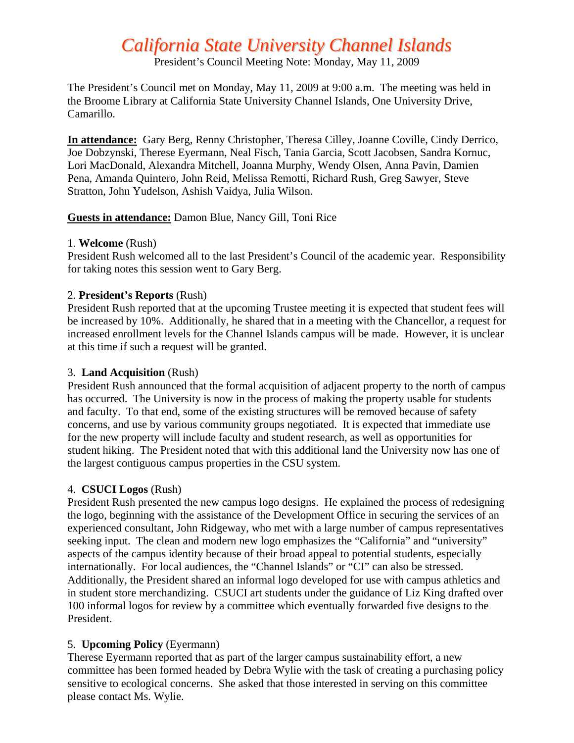# *California State University Channel Islands*

President's Council Meeting Note: Monday, May 11, 2009

The President's Council met on Monday, May 11, 2009 at 9:00 a.m. The meeting was held in the Broome Library at California State University Channel Islands, One University Drive, Camarillo.

**In attendance:** Gary Berg, Renny Christopher, Theresa Cilley, Joanne Coville, Cindy Derrico, Joe Dobzynski, Therese Eyermann, Neal Fisch, Tania Garcia, Scott Jacobsen, Sandra Kornuc, Lori MacDonald, Alexandra Mitchell, Joanna Murphy, Wendy Olsen, Anna Pavin, Damien Pena, Amanda Quintero, John Reid, Melissa Remotti, Richard Rush, Greg Sawyer, Steve Stratton, John Yudelson, Ashish Vaidya, Julia Wilson.

**Guests in attendance:** Damon Blue, Nancy Gill, Toni Rice

1. **Welcome** (Rush)
President Rush welcomed all to the last President's Council of the academic year. Responsibility for taking notes this session went to Gary Berg.

2. **President's Reports** (Rush)
President Rush reported that at the upcoming Trustee meeting it is expected that student fees will be increased by 10%. Additionally, he shared that in a meeting with the Chancellor, a request for increased enrollment levels for the Channel Islands campus will be made. However, it is unclear at this time if such a request will be granted.

3. **Land Acquisition** (Rush)
President Rush announced that the formal acquisition of adjacent property to the north of campus has occurred. The University is now in the process of making the property usable for students and faculty. To that end, some of the existing structures will be removed because of safety concerns, and use by various community groups negotiated. It is expected that immediate use for the new property will include faculty and student research, as well as opportunities for student hiking. The President noted that with this additional land the University now has one of the largest contiguous campus properties in the CSU system.

4. **CSUCI Logos** (Rush)
President Rush presented the new campus logo designs. He explained the process of redesigning the logo, beginning with the assistance of the Development Office in securing the services of an experienced consultant, John Ridgeway, who met with a large number of campus representatives seeking input. The clean and modern new logo emphasizes the "California" and "university" aspects of the campus identity because of their broad appeal to potential students, especially internationally. For local audiences, the "Channel Islands" or "CI" can also be stressed. Additionally, the President shared an informal logo developed for use with campus athletics and in student store merchandizing. CSUCI art students under the guidance of Liz King drafted over 100 informal logos for review by a committee which eventually forwarded five designs to the President.

5. **Upcoming Policy** (Eyermann)
Therese Eyermann reported that as part of the larger campus sustainability effort, a new committee has been formed headed by Debra Wylie with the task of creating a purchasing policy sensitive to ecological concerns. She asked that those interested in serving on this committee please contact Ms. Wylie.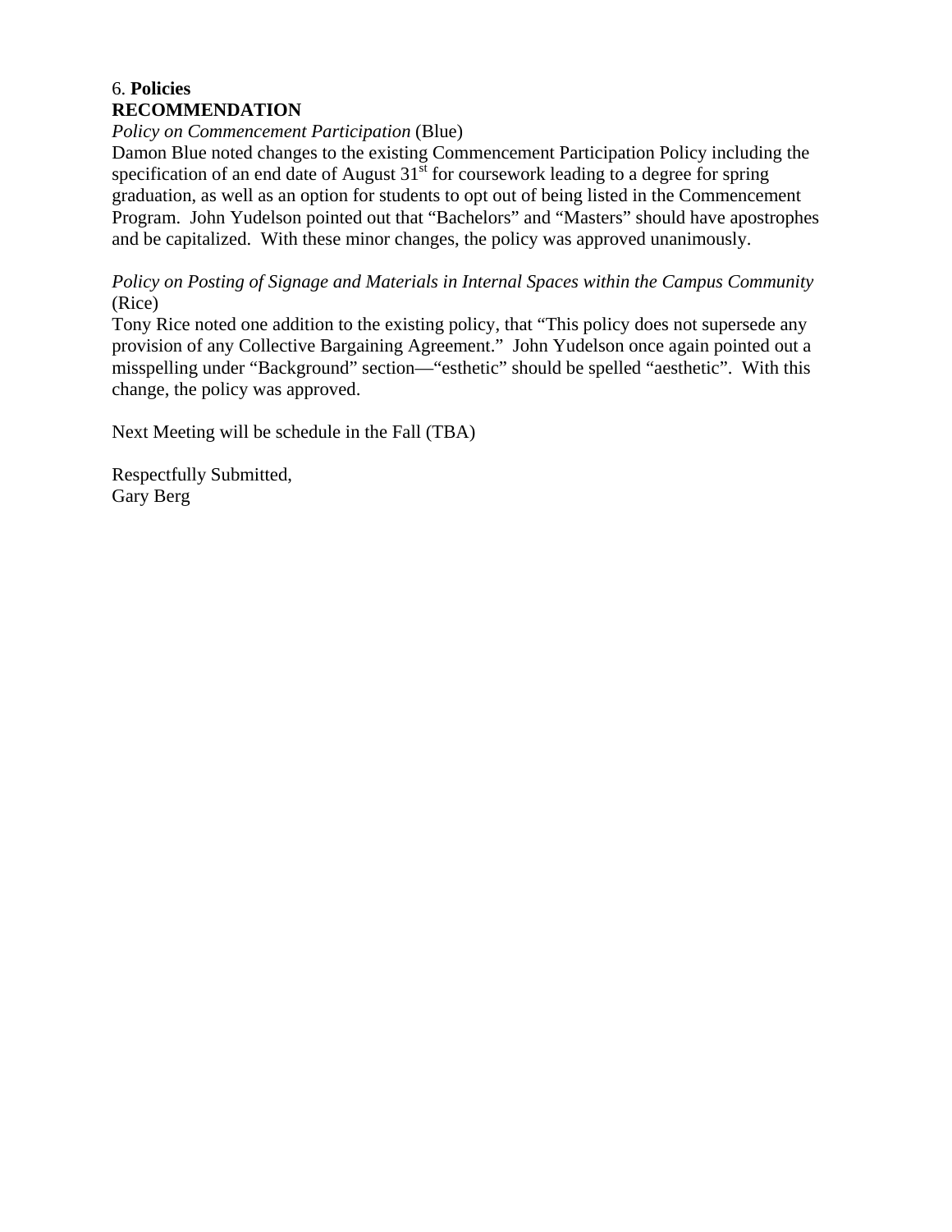6. **Policies**

**RECOMMENDATION**

*Policy on Commencement Participation* (Blue)

Damon Blue noted changes to the existing Commencement Participation Policy including the specification of an end date of August 31st for coursework leading to a degree for spring graduation, as well as an option for students to opt out of being listed in the Commencement Program. John Yudelson pointed out that "Bachelors" and "Masters" should have apostrophes and be capitalized. With these minor changes, the policy was approved unanimously.

*Policy on Posting of Signage and Materials in Internal Spaces within the Campus Community* (Rice)

Tony Rice noted one addition to the existing policy, that "This policy does not supersede any provision of any Collective Bargaining Agreement." John Yudelson once again pointed out a misspelling under "Background" section—"esthetic" should be spelled "aesthetic". With this change, the policy was approved.

Next Meeting will be schedule in the Fall (TBA)

Respectfully Submitted,
Gary Berg